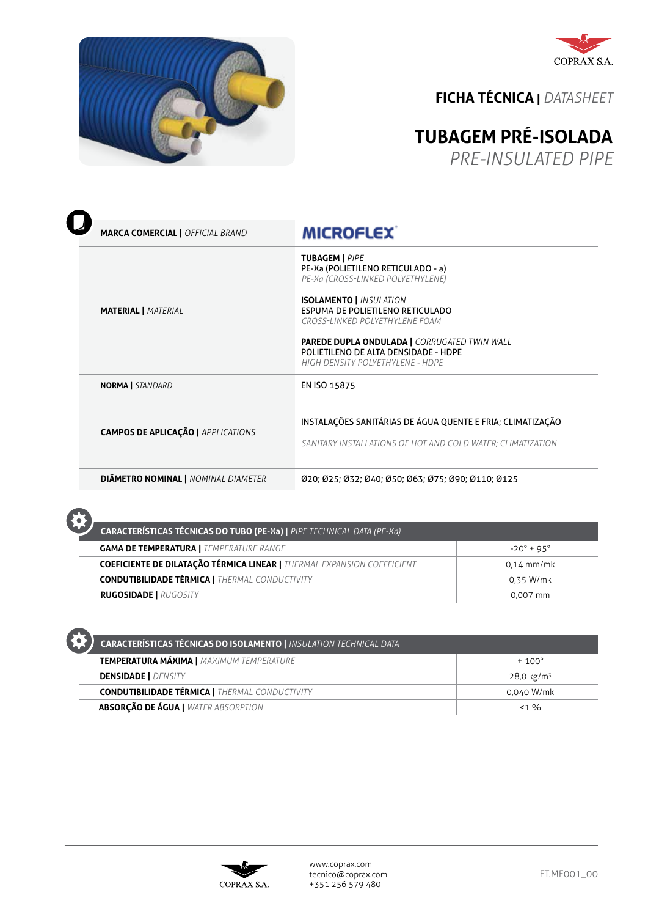COPRAX S.A.

# FICHA TÉCNICA | *DATASHEET*

# TUBAGEM PRÉ-ISOLADA
## *PRE-INSULATED PIPE*

| | |
|---|---|
| **MARCA COMERCIAL \|** *OFFICIAL BRAND* | MICROFLEX |
| **MATERIAL \|** *MATERIAL* | **TUBAGEM \|** *PIPE*<br>PE-Xa (POLIETILENO RETICULADO - a)<br>*PE-Xa (CROSS-LINKED POLYETHYLENE)*<br><br>**ISOLAMENTO \|** *INSULATION*<br>ESPUMA DE POLIETILENO RETICULADO<br>*CROSS-LINKED POLYETHYLENE FOAM*<br><br>**PAREDE DUPLA ONDULADA \|** *CORRUGATED TWIN WALL*<br>POLIETILENO DE ALTA DENSIDADE - HDPE<br>*HIGH DENSITY POLYETHYLENE - HDPE* |
| **NORMA \|** *STANDARD* | EN ISO 15875 |
| **CAMPOS DE APLICAÇÃO \|** *APPLICATIONS* | INSTALAÇÕES SANITÁRIAS DE ÁGUA QUENTE E FRIA; CLIMATIZAÇÃO<br><br>*SANITARY INSTALLATIONS OF HOT AND COLD WATER; CLIMATIZATION* |
| **DIÂMETRO NOMINAL \|** *NOMINAL DIAMETER* | Ø20; Ø25; Ø32; Ø40; Ø50; Ø63; Ø75; Ø90; Ø110; Ø125 |

| **CARACTERÍSTICAS TÉCNICAS DO TUBO (PE-Xa) \|** *PIPE TECHNICAL DATA (PE-Xa)* | |
|---|---|
| **GAMA DE TEMPERATURA \|** *TEMPERATURE RANGE* | -20° + 95° |
| **COEFICIENTE DE DILATAÇÃO TÉRMICA LINEAR \|** *THERMAL EXPANSION COEFFICIENT* | 0,14 mm/mk |
| **CONDUTIBILIDADE TÉRMICA \|** *THERMAL CONDUCTIVITY* | 0,35 W/mk |
| **RUGOSIDADE \|** *RUGOSITY* | 0,007 mm |

| **CARACTERÍSTICAS TÉCNICAS DO ISOLAMENTO \|** *INSULATION TECHNICAL DATA* | |
|---|---|
| **TEMPERATURA MÁXIMA \|** *MAXIMUM TEMPERATURE* | + 100° |
| **DENSIDADE \|** *DENSITY* | 28,0 kg/m$^3$ |
| **CONDUTIBILIDADE TÉRMICA \|** *THERMAL CONDUCTIVITY* | 0,040 W/mk |
| **ABSORÇÃO DE ÁGUA \|** *WATER ABSORPTION* | <1 % |

COPRAX S.A.

www.coprax.com
tecnico@coprax.com
+351 256 579 480

FT.MF001_00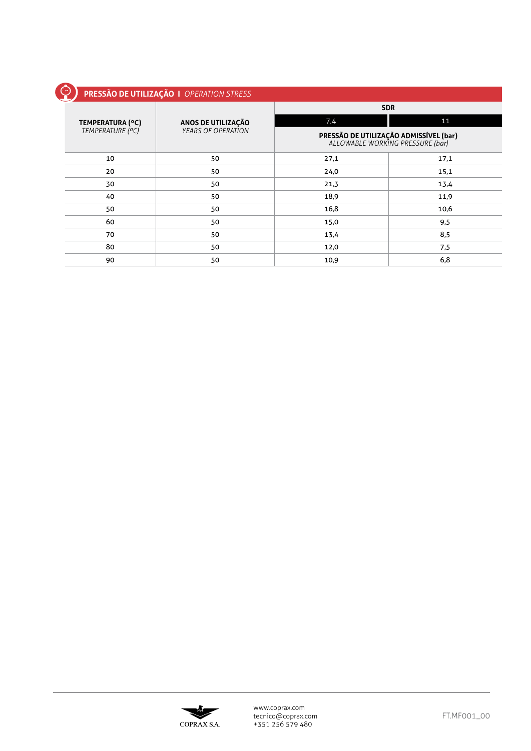## PRESSÃO DE UTILIZAÇÃO I *OPERATION STRESS*

| TEMPERATURA (ºC) *TEMPERATURE (ºC)* | ANOS DE UTILIZAÇÃO *YEARS OF OPERATION* | SDR | |
|---|---|---|---|
| | | 7,4 | 11 |
| | | PRESSÃO DE UTILIZAÇÃO ADMISSÍVEL (bar) *ALLOWABLE WORKING PRESSURE (bar)* | |
| 10 | 50 | 27,1 | 17,1 |
| 20 | 50 | 24,0 | 15,1 |
| 30 | 50 | 21,3 | 13,4 |
| 40 | 50 | 18,9 | 11,9 |
| 50 | 50 | 16,8 | 10,6 |
| 60 | 50 | 15,0 | 9,5 |
| 70 | 50 | 13,4 | 8,5 |
| 80 | 50 | 12,0 | 7,5 |
| 90 | 50 | 10,9 | 6,8 |

COPRAX S.A.

www.coprax.com
tecnico@coprax.com
+351 256 579 480

FT.MF001_00